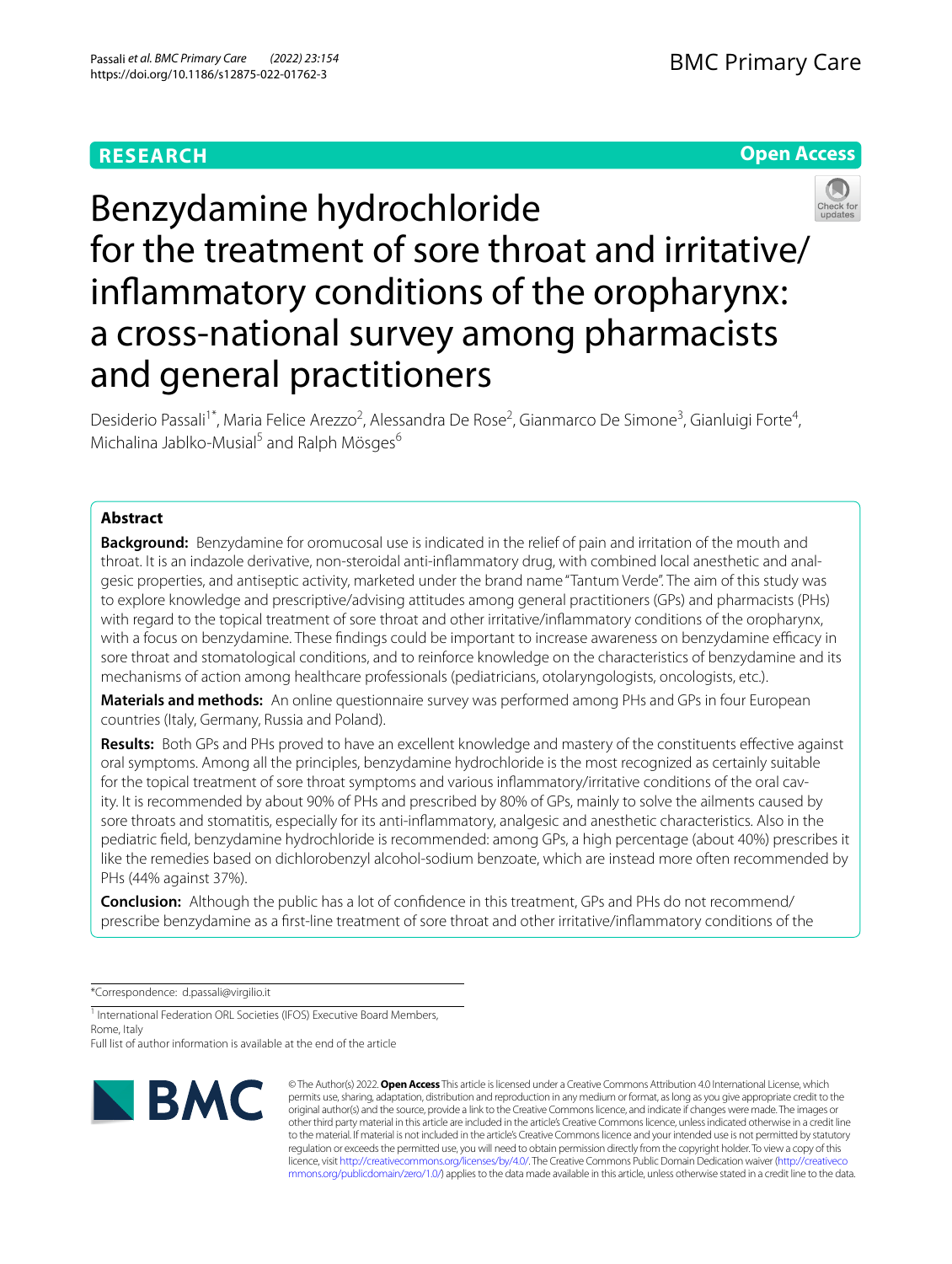RESEARCH

Open Access

# Benzydamine hydrochloride for the treatment of sore throat and irritative/inflammatory conditions of the oropharynx: a cross-national survey among pharmacists and general practitioners

Desiderio Passali[1*], Maria Felice Arezzo[2], Alessandra De Rose[2], Gianmarco De Simone[3], Gianluigi Forte[4], Michalina Jablko-Musial[5] and Ralph Mösges[6]

## Abstract

**Background:** Benzydamine for oromucosal use is indicated in the relief of pain and irritation of the mouth and throat. It is an indazole derivative, non-steroidal anti-inflammatory drug, with combined local anesthetic and analgesic properties, and antiseptic activity, marketed under the brand name "Tantum Verde". The aim of this study was to explore knowledge and prescriptive/advising attitudes among general practitioners (GPs) and pharmacists (PHs) with regard to the topical treatment of sore throat and other irritative/inflammatory conditions of the oropharynx, with a focus on benzydamine. These findings could be important to increase awareness on benzydamine efficacy in sore throat and stomatological conditions, and to reinforce knowledge on the characteristics of benzydamine and its mechanisms of action among healthcare professionals (pediatricians, otolaryngologists, oncologists, etc.).

**Materials and methods:** An online questionnaire survey was performed among PHs and GPs in four European countries (Italy, Germany, Russia and Poland).

**Results:** Both GPs and PHs proved to have an excellent knowledge and mastery of the constituents effective against oral symptoms. Among all the principles, benzydamine hydrochloride is the most recognized as certainly suitable for the topical treatment of sore throat symptoms and various inflammatory/irritative conditions of the oral cavity. It is recommended by about 90% of PHs and prescribed by 80% of GPs, mainly to solve the ailments caused by sore throats and stomatitis, especially for its anti-inflammatory, analgesic and anesthetic characteristics. Also in the pediatric field, benzydamine hydrochloride is recommended: among GPs, a high percentage (about 40%) prescribes it like the remedies based on dichlorobenzyl alcohol-sodium benzoate, which are instead more often recommended by PHs (44% against 37%).

**Conclusion:** Although the public has a lot of confidence in this treatment, GPs and PHs do not recommend/prescribe benzydamine as a first-line treatment of sore throat and other irritative/inflammatory conditions of the

*Correspondence: d.passali@virgilio.it

[1] International Federation ORL Societies (IFOS) Executive Board Members, Rome, Italy

Full list of author information is available at the end of the article

© The Author(s) 2022. **Open Access** This article is licensed under a Creative Commons Attribution 4.0 International License, which permits use, sharing, adaptation, distribution and reproduction in any medium or format, as long as you give appropriate credit to the original author(s) and the source, provide a link to the Creative Commons licence, and indicate if changes were made. The images or other third party material in this article are included in the article's Creative Commons licence, unless indicated otherwise in a credit line to the material. If material is not included in the article's Creative Commons licence and your intended use is not permitted by statutory regulation or exceeds the permitted use, you will need to obtain permission directly from the copyright holder. To view a copy of this licence, visit http://creativecommons.org/licenses/by/4.0/. The Creative Commons Public Domain Dedication waiver (http://creativecommons.org/publicdomain/zero/1.0/) applies to the data made available in this article, unless otherwise stated in a credit line to the data.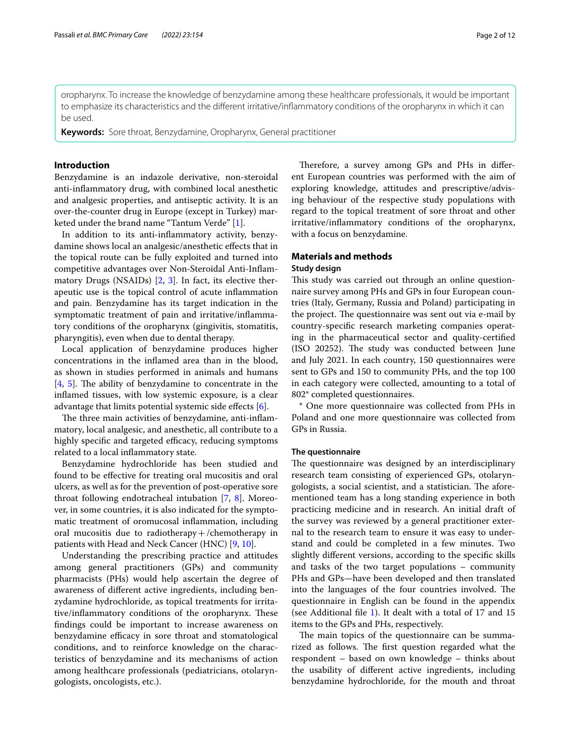oropharynx. To increase the knowledge of benzydamine among these healthcare professionals, it would be important to emphasize its characteristics and the different irritative/inflammatory conditions of the oropharynx in which it can be used.

**Keywords:** Sore throat, Benzydamine, Oropharynx, General practitioner

## Introduction

Benzydamine is an indazole derivative, non-steroidal anti-inflammatory drug, with combined local anesthetic and analgesic properties, and antiseptic activity. It is an over-the-counter drug in Europe (except in Turkey) marketed under the brand name "Tantum Verde" [1].

In addition to its anti-inflammatory activity, benzydamine shows local an analgesic/anesthetic effects that in the topical route can be fully exploited and turned into competitive advantages over Non-Steroidal Anti-Inflammatory Drugs (NSAIDs) [2, 3]. In fact, its elective therapeutic use is the topical control of acute inflammation and pain. Benzydamine has its target indication in the symptomatic treatment of pain and irritative/inflammatory conditions of the oropharynx (gingivitis, stomatitis, pharyngitis), even when due to dental therapy.

Local application of benzydamine produces higher concentrations in the inflamed area than in the blood, as shown in studies performed in animals and humans [4, 5]. The ability of benzydamine to concentrate in the inflamed tissues, with low systemic exposure, is a clear advantage that limits potential systemic side effects [6].

The three main activities of benzydamine, anti-inflammatory, local analgesic, and anesthetic, all contribute to a highly specific and targeted efficacy, reducing symptoms related to a local inflammatory state.

Benzydamine hydrochloride has been studied and found to be effective for treating oral mucositis and oral ulcers, as well as for the prevention of post-operative sore throat following endotracheal intubation [7, 8]. Moreover, in some countries, it is also indicated for the symptomatic treatment of oromucosal inflammation, including oral mucositis due to radiotherapy+/chemotherapy in patients with Head and Neck Cancer (HNC) [9, 10].

Understanding the prescribing practice and attitudes among general practitioners (GPs) and community pharmacists (PHs) would help ascertain the degree of awareness of different active ingredients, including benzydamine hydrochloride, as topical treatments for irritative/inflammatory conditions of the oropharynx. These findings could be important to increase awareness on benzydamine efficacy in sore throat and stomatological conditions, and to reinforce knowledge on the characteristics of benzydamine and its mechanisms of action among healthcare professionals (pediatricians, otolaryngologists, oncologists, etc.).

Therefore, a survey among GPs and PHs in different European countries was performed with the aim of exploring knowledge, attitudes and prescriptive/advising behaviour of the respective study populations with regard to the topical treatment of sore throat and other irritative/inflammatory conditions of the oropharynx, with a focus on benzydamine.

## Materials and methods

### Study design

This study was carried out through an online questionnaire survey among PHs and GPs in four European countries (Italy, Germany, Russia and Poland) participating in the project. The questionnaire was sent out via e-mail by country-specific research marketing companies operating in the pharmaceutical sector and quality-certified (ISO 20252). The study was conducted between June and July 2021. In each country, 150 questionnaires were sent to GPs and 150 to community PHs, and the top 100 in each category were collected, amounting to a total of 802* completed questionnaires.

* One more questionnaire was collected from PHs in Poland and one more questionnaire was collected from GPs in Russia.

### The questionnaire

The questionnaire was designed by an interdisciplinary research team consisting of experienced GPs, otolaryngologists, a social scientist, and a statistician. The aforementioned team has a long standing experience in both practicing medicine and in research. An initial draft of the survey was reviewed by a general practitioner external to the research team to ensure it was easy to understand and could be completed in a few minutes. Two slightly different versions, according to the specific skills and tasks of the two target populations – community PHs and GPs—have been developed and then translated into the languages of the four countries involved. The questionnaire in English can be found in the appendix (see Additional file 1). It dealt with a total of 17 and 15 items to the GPs and PHs, respectively.

The main topics of the questionnaire can be summarized as follows. The first question regarded what the respondent – based on own knowledge – thinks about the usability of different active ingredients, including benzydamine hydrochloride, for the mouth and throat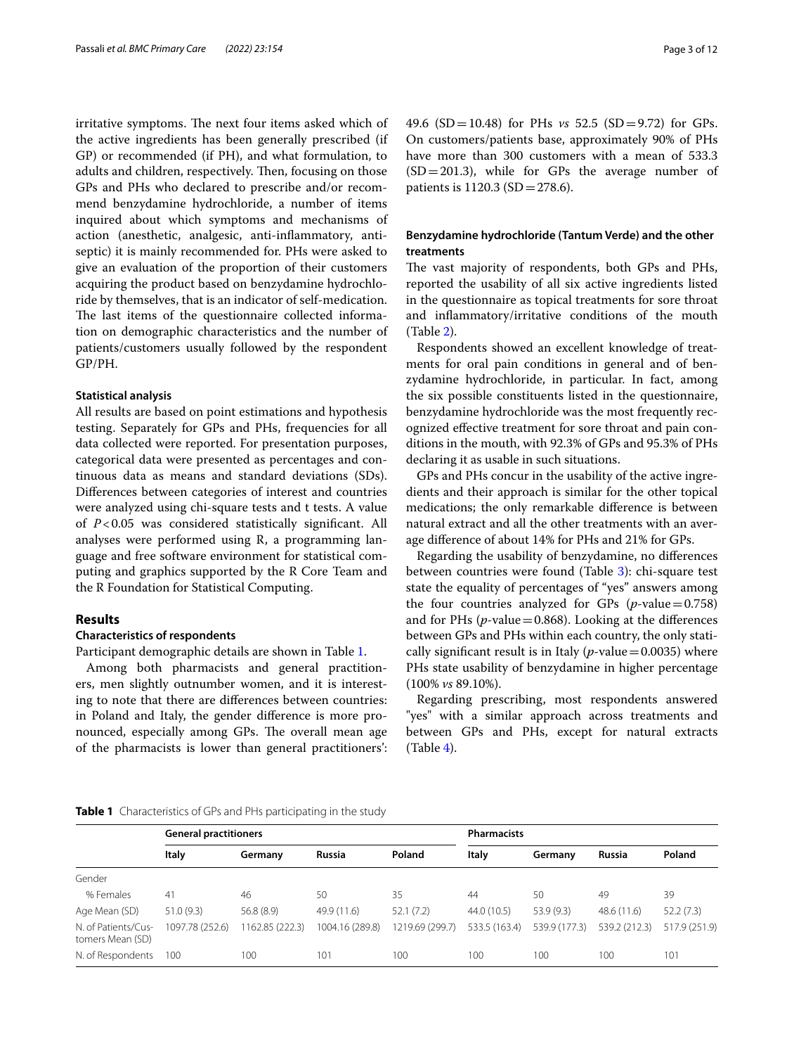irritative symptoms. The next four items asked which of the active ingredients has been generally prescribed (if GP) or recommended (if PH), and what formulation, to adults and children, respectively. Then, focusing on those GPs and PHs who declared to prescribe and/or recommend benzydamine hydrochloride, a number of items inquired about which symptoms and mechanisms of action (anesthetic, analgesic, anti-inflammatory, antiseptic) it is mainly recommended for. PHs were asked to give an evaluation of the proportion of their customers acquiring the product based on benzydamine hydrochloride by themselves, that is an indicator of self-medication. The last items of the questionnaire collected information on demographic characteristics and the number of patients/customers usually followed by the respondent GP/PH.

### Statistical analysis

All results are based on point estimations and hypothesis testing. Separately for GPs and PHs, frequencies for all data collected were reported. For presentation purposes, categorical data were presented as percentages and continuous data as means and standard deviations (SDs). Differences between categories of interest and countries were analyzed using chi-square tests and t tests. A value of $P<0.05$ was considered statistically significant. All analyses were performed using R, a programming language and free software environment for statistical computing and graphics supported by the R Core Team and the R Foundation for Statistical Computing.

## Results

### Characteristics of respondents

Participant demographic details are shown in Table 1.

Among both pharmacists and general practitioners, men slightly outnumber women, and it is interesting to note that there are differences between countries: in Poland and Italy, the gender difference is more pronounced, especially among GPs. The overall mean age of the pharmacists is lower than general practitioners': 49.6 (SD = 10.48) for PHs *vs* 52.5 (SD = 9.72) for GPs. On customers/patients base, approximately 90% of PHs have more than 300 customers with a mean of 533.3 (SD = 201.3), while for GPs the average number of patients is 1120.3 (SD = 278.6).

### Benzydamine hydrochloride (Tantum Verde) and the other treatments

The vast majority of respondents, both GPs and PHs, reported the usability of all six active ingredients listed in the questionnaire as topical treatments for sore throat and inflammatory/irritative conditions of the mouth (Table 2).

Respondents showed an excellent knowledge of treatments for oral pain conditions in general and of benzydamine hydrochloride, in particular. In fact, among the six possible constituents listed in the questionnaire, benzydamine hydrochloride was the most frequently recognized effective treatment for sore throat and pain conditions in the mouth, with 92.3% of GPs and 95.3% of PHs declaring it as usable in such situations.

GPs and PHs concur in the usability of the active ingredients and their approach is similar for the other topical medications; the only remarkable difference is between natural extract and all the other treatments with an average difference of about 14% for PHs and 21% for GPs.

Regarding the usability of benzydamine, no differences between countries were found (Table 3): chi-square test state the equality of percentages of "yes" answers among the four countries analyzed for GPs ($p$-value = 0.758) and for PHs ($p$-value = 0.868). Looking at the differences between GPs and PHs within each country, the only statistically significant result is in Italy ($p$-value = 0.0035) where PHs state usability of benzydamine in higher percentage (100% *vs* 89.10%).

Regarding prescribing, most respondents answered "yes" with a similar approach across treatments and between GPs and PHs, except for natural extracts (Table 4).

**Table 1** Characteristics of GPs and PHs participating in the study

| | General practitioners | | | | Pharmacists | | | |
|---|---|---|---|---|---|---|---|---|
| | Italy | Germany | Russia | Poland | Italy | Germany | Russia | Poland |
| Gender | | | | | | | | |
| % Females | 41 | 46 | 50 | 35 | 44 | 50 | 49 | 39 |
| Age Mean (SD) | 51.0 (9.3) | 56.8 (8.9) | 49.9 (11.6) | 52.1 (7.2) | 44.0 (10.5) | 53.9 (9.3) | 48.6 (11.6) | 52.2 (7.3) |
| N. of Patients/Customers Mean (SD) | 1097.78 (252.6) | 1162.85 (222.3) | 1004.16 (289.8) | 1219.69 (299.7) | 533.5 (163.4) | 539.9 (177.3) | 539.2 (212.3) | 517.9 (251.9) |
| N. of Respondents | 100 | 100 | 101 | 100 | 100 | 100 | 100 | 101 |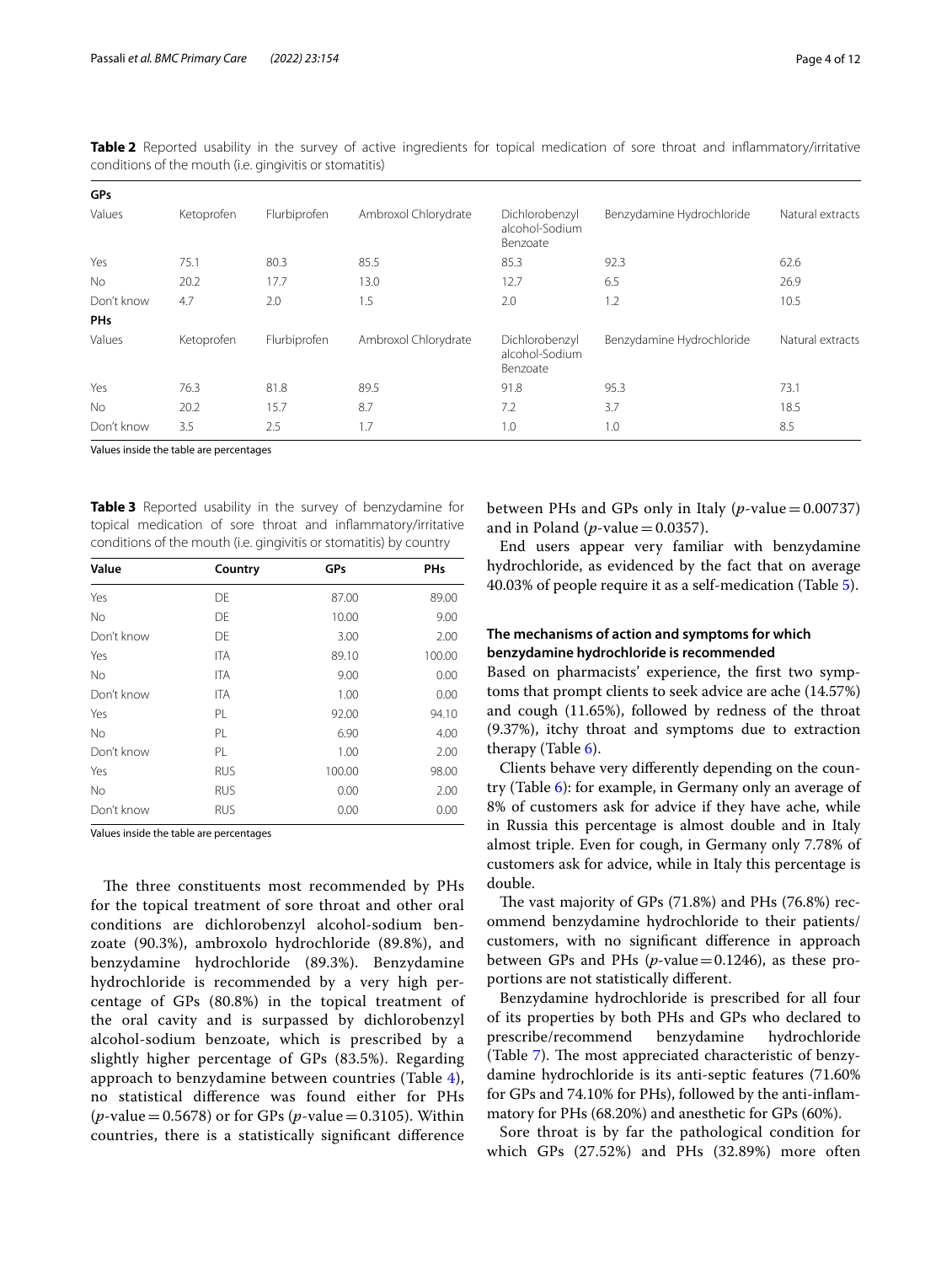**Table 2** Reported usability in the survey of active ingredients for topical medication of sore throat and inflammatory/irritative conditions of the mouth (i.e. gingivitis or stomatitis)

| **GPs** | | | | | | |
|---|---|---|---|---|---|---|
| Values | Ketoprofen | Flurbiprofen | Ambroxol Chlorydrate | Dichlorobenzyl alcohol-Sodium Benzoate | Benzydamine Hydrochloride | Natural extracts |
| Yes | 75.1 | 80.3 | 85.5 | 85.3 | 92.3 | 62.6 |
| No | 20.2 | 17.7 | 13.0 | 12.7 | 6.5 | 26.9 |
| Don't know | 4.7 | 2.0 | 1.5 | 2.0 | 1.2 | 10.5 |
| **PHs** | | | | | | |
| Values | Ketoprofen | Flurbiprofen | Ambroxol Chlorydrate | Dichlorobenzyl alcohol-Sodium Benzoate | Benzydamine Hydrochloride | Natural extracts |
| Yes | 76.3 | 81.8 | 89.5 | 91.8 | 95.3 | 73.1 |
| No | 20.2 | 15.7 | 8.7 | 7.2 | 3.7 | 18.5 |
| Don't know | 3.5 | 2.5 | 1.7 | 1.0 | 1.0 | 8.5 |

Values inside the table are percentages

**Table 3** Reported usability in the survey of benzydamine for topical medication of sore throat and inflammatory/irritative conditions of the mouth (i.e. gingivitis or stomatitis) by country

| Value | Country | GPs | PHs |
|---|---|---|---|
| Yes | DE | 87.00 | 89.00 |
| No | DE | 10.00 | 9.00 |
| Don't know | DE | 3.00 | 2.00 |
| Yes | ITA | 89.10 | 100.00 |
| No | ITA | 9.00 | 0.00 |
| Don't know | ITA | 1.00 | 0.00 |
| Yes | PL | 92.00 | 94.10 |
| No | PL | 6.90 | 4.00 |
| Don't know | PL | 1.00 | 2.00 |
| Yes | RUS | 100.00 | 98.00 |
| No | RUS | 0.00 | 2.00 |
| Don't know | RUS | 0.00 | 0.00 |

Values inside the table are percentages

The three constituents most recommended by PHs for the topical treatment of sore throat and other oral conditions are dichlorobenzyl alcohol-sodium benzoate (90.3%), ambroxolo hydrochloride (89.8%), and benzydamine hydrochloride (89.3%). Benzydamine hydrochloride is recommended by a very high percentage of GPs (80.8%) in the topical treatment of the oral cavity and is surpassed by dichlorobenzyl alcohol-sodium benzoate, which is prescribed by a slightly higher percentage of GPs (83.5%). Regarding approach to benzydamine between countries (Table 4), no statistical difference was found either for PHs ($p$-value = 0.5678) or for GPs ($p$-value = 0.3105). Within countries, there is a statistically significant difference between PHs and GPs only in Italy ($p$-value = 0.00737) and in Poland ($p$-value = 0.0357).

End users appear very familiar with benzydamine hydrochloride, as evidenced by the fact that on average 40.03% of people require it as a self-medication (Table 5).

### The mechanisms of action and symptoms for which benzydamine hydrochloride is recommended

Based on pharmacists' experience, the first two symptoms that prompt clients to seek advice are ache (14.57%) and cough (11.65%), followed by redness of the throat (9.37%), itchy throat and symptoms due to extraction therapy (Table 6).

Clients behave very differently depending on the country (Table 6): for example, in Germany only an average of 8% of customers ask for advice if they have ache, while in Russia this percentage is almost double and in Italy almost triple. Even for cough, in Germany only 7.78% of customers ask for advice, while in Italy this percentage is double.

The vast majority of GPs (71.8%) and PHs (76.8%) recommend benzydamine hydrochloride to their patients/customers, with no significant difference in approach between GPs and PHs ($p$-value = 0.1246), as these proportions are not statistically different.

Benzydamine hydrochloride is prescribed for all four of its properties by both PHs and GPs who declared to prescribe/recommend benzydamine hydrochloride (Table 7). The most appreciated characteristic of benzydamine hydrochloride is its anti-septic features (71.60% for GPs and 74.10% for PHs), followed by the anti-inflammatory for PHs (68.20%) and anesthetic for GPs (60%).

Sore throat is by far the pathological condition for which GPs (27.52%) and PHs (32.89%) more often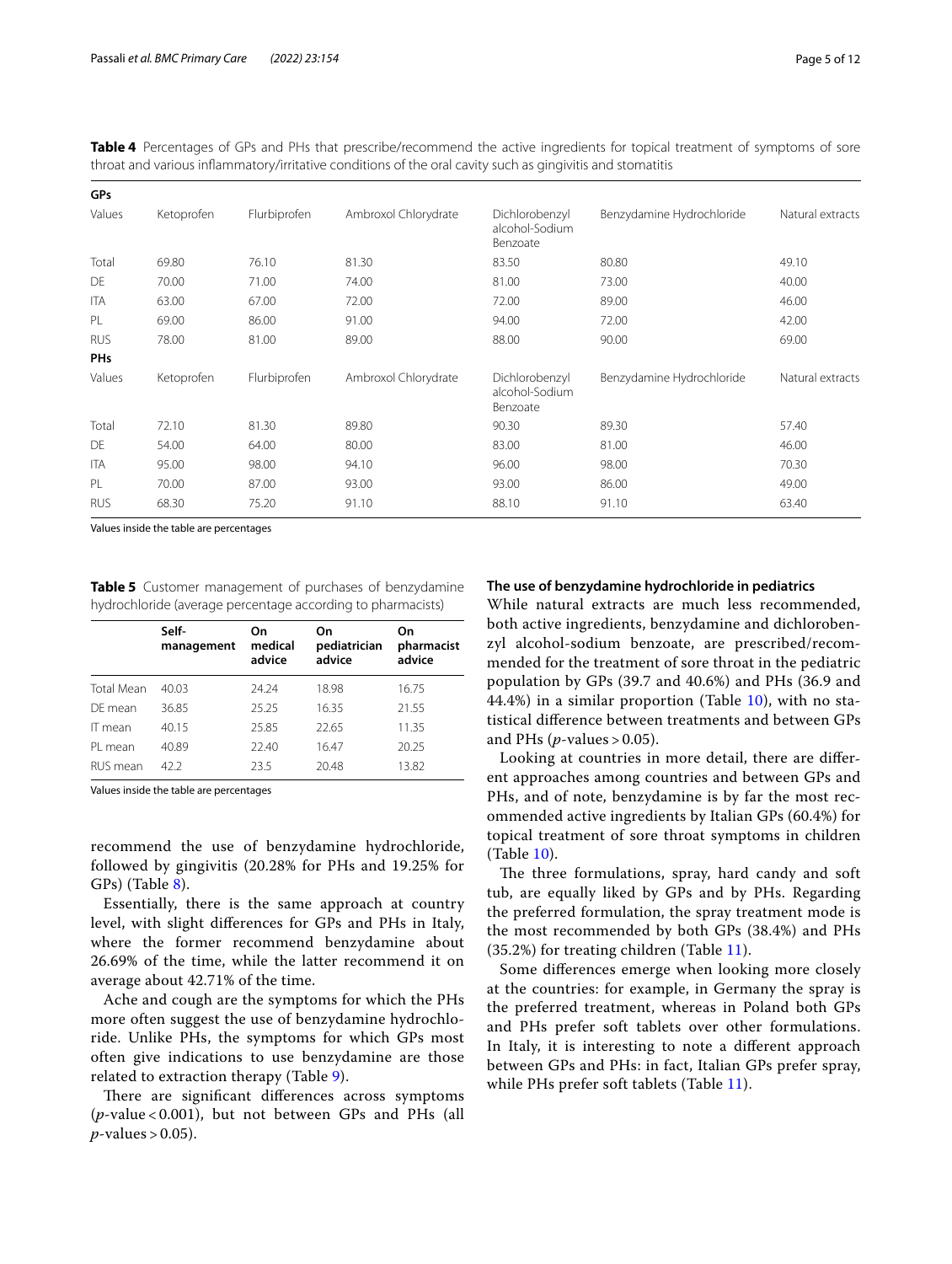**Table 4** Percentages of GPs and PHs that prescribe/recommend the active ingredients for topical treatment of symptoms of sore throat and various inflammatory/irritative conditions of the oral cavity such as gingivitis and stomatitis

| **GPs** | | | | | | |
|---|---|---|---|---|---|---|
| Values | Ketoprofen | Flurbiprofen | Ambroxol Chlorydrate | Dichlorobenzyl alcohol-Sodium Benzoate | Benzydamine Hydrochloride | Natural extracts |
| Total | 69.80 | 76.10 | 81.30 | 83.50 | 80.80 | 49.10 |
| DE | 70.00 | 71.00 | 74.00 | 81.00 | 73.00 | 40.00 |
| ITA | 63.00 | 67.00 | 72.00 | 72.00 | 89.00 | 46.00 |
| PL | 69.00 | 86.00 | 91.00 | 94.00 | 72.00 | 42.00 |
| RUS | 78.00 | 81.00 | 89.00 | 88.00 | 90.00 | 69.00 |
| **PHs** | | | | | | |
| Values | Ketoprofen | Flurbiprofen | Ambroxol Chlorydrate | Dichlorobenzyl alcohol-Sodium Benzoate | Benzydamine Hydrochloride | Natural extracts |
| Total | 72.10 | 81.30 | 89.80 | 90.30 | 89.30 | 57.40 |
| DE | 54.00 | 64.00 | 80.00 | 83.00 | 81.00 | 46.00 |
| ITA | 95.00 | 98.00 | 94.10 | 96.00 | 98.00 | 70.30 |
| PL | 70.00 | 87.00 | 93.00 | 93.00 | 86.00 | 49.00 |
| RUS | 68.30 | 75.20 | 91.10 | 88.10 | 91.10 | 63.40 |

Values inside the table are percentages

**Table 5** Customer management of purchases of benzydamine hydrochloride (average percentage according to pharmacists)

| | **Self-management** | **On medical advice** | **On pediatrician advice** | **On pharmacist advice** |
|---|---|---|---|---|
| Total Mean | 40.03 | 24.24 | 18.98 | 16.75 |
| DE mean | 36.85 | 25.25 | 16.35 | 21.55 |
| IT mean | 40.15 | 25.85 | 22.65 | 11.35 |
| PL mean | 40.89 | 22.40 | 16.47 | 20.25 |
| RUS mean | 42.2 | 23.5 | 20.48 | 13.82 |

Values inside the table are percentages

recommend the use of benzydamine hydrochloride, followed by gingivitis (20.28% for PHs and 19.25% for GPs) (Table 8).

Essentially, there is the same approach at country level, with slight differences for GPs and PHs in Italy, where the former recommend benzydamine about 26.69% of the time, while the latter recommend it on average about 42.71% of the time.

Ache and cough are the symptoms for which the PHs more often suggest the use of benzydamine hydrochloride. Unlike PHs, the symptoms for which GPs most often give indications to use benzydamine are those related to extraction therapy (Table 9).

There are significant differences across symptoms ($p$-value < 0.001), but not between GPs and PHs (all $p$-values > 0.05).

### The use of benzydamine hydrochloride in pediatrics

While natural extracts are much less recommended, both active ingredients, benzydamine and dichlorobenzyl alcohol-sodium benzoate, are prescribed/recommended for the treatment of sore throat in the pediatric population by GPs (39.7 and 40.6%) and PHs (36.9 and 44.4%) in a similar proportion (Table 10), with no statistical difference between treatments and between GPs and PHs ($p$-values > 0.05).

Looking at countries in more detail, there are different approaches among countries and between GPs and PHs, and of note, benzydamine is by far the most recommended active ingredients by Italian GPs (60.4%) for topical treatment of sore throat symptoms in children (Table 10).

The three formulations, spray, hard candy and soft tub, are equally liked by GPs and by PHs. Regarding the preferred formulation, the spray treatment mode is the most recommended by both GPs (38.4%) and PHs (35.2%) for treating children (Table 11).

Some differences emerge when looking more closely at the countries: for example, in Germany the spray is the preferred treatment, whereas in Poland both GPs and PHs prefer soft tablets over other formulations. In Italy, it is interesting to note a different approach between GPs and PHs: in fact, Italian GPs prefer spray, while PHs prefer soft tablets (Table 11).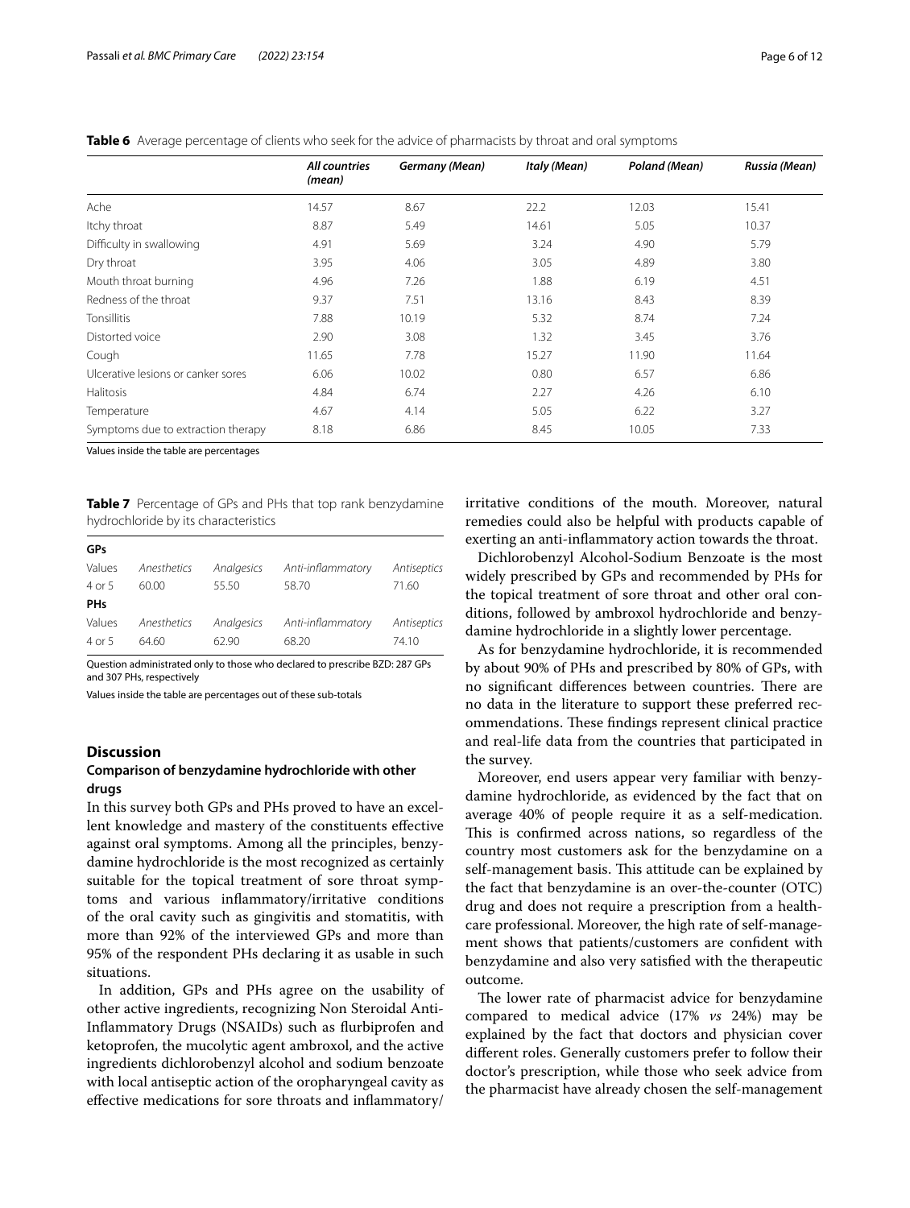**Table 6** Average percentage of clients who seek for the advice of pharmacists by throat and oral symptoms

|  | *All countries (mean)* | *Germany (Mean)* | *Italy (Mean)* | *Poland (Mean)* | *Russia (Mean)* |
|---|---|---|---|---|---|
| Ache | 14.57 | 8.67 | 22.2 | 12.03 | 15.41 |
| Itchy throat | 8.87 | 5.49 | 14.61 | 5.05 | 10.37 |
| Difficulty in swallowing | 4.91 | 5.69 | 3.24 | 4.90 | 5.79 |
| Dry throat | 3.95 | 4.06 | 3.05 | 4.89 | 3.80 |
| Mouth throat burning | 4.96 | 7.26 | 1.88 | 6.19 | 4.51 |
| Redness of the throat | 9.37 | 7.51 | 13.16 | 8.43 | 8.39 |
| Tonsillitis | 7.88 | 10.19 | 5.32 | 8.74 | 7.24 |
| Distorted voice | 2.90 | 3.08 | 1.32 | 3.45 | 3.76 |
| Cough | 11.65 | 7.78 | 15.27 | 11.90 | 11.64 |
| Ulcerative lesions or canker sores | 6.06 | 10.02 | 0.80 | 6.57 | 6.86 |
| Halitosis | 4.84 | 6.74 | 2.27 | 4.26 | 6.10 |
| Temperature | 4.67 | 4.14 | 5.05 | 6.22 | 3.27 |
| Symptoms due to extraction therapy | 8.18 | 6.86 | 8.45 | 10.05 | 7.33 |

Values inside the table are percentages

**Table 7** Percentage of GPs and PHs that top rank benzydamine hydrochloride by its characteristics

| **GPs** | | | | |
|---|---|---|---|---|
| Values | *Anesthetics* | *Analgesics* | *Anti-inflammatory* | *Antiseptics* |
| 4 or 5 | 60.00 | 55.50 | 58.70 | 71.60 |
| **PHs** | | | | |
| Values | *Anesthetics* | *Analgesics* | *Anti-inflammatory* | *Antiseptics* |
| 4 or 5 | 64.60 | 62.90 | 68.20 | 74.10 |

Question administrated only to those who declared to prescribe BZD: 287 GPs and 307 PHs, respectively

Values inside the table are percentages out of these sub-totals

## Discussion

### Comparison of benzydamine hydrochloride with other drugs

In this survey both GPs and PHs proved to have an excellent knowledge and mastery of the constituents effective against oral symptoms. Among all the principles, benzydamine hydrochloride is the most recognized as certainly suitable for the topical treatment of sore throat symptoms and various inflammatory/irritative conditions of the oral cavity such as gingivitis and stomatitis, with more than 92% of the interviewed GPs and more than 95% of the respondent PHs declaring it as usable in such situations.

In addition, GPs and PHs agree on the usability of other active ingredients, recognizing Non Steroidal Anti-Inflammatory Drugs (NSAIDs) such as flurbiprofen and ketoprofen, the mucolytic agent ambroxol, and the active ingredients dichlorobenzyl alcohol and sodium benzoate with local antiseptic action of the oropharyngeal cavity as effective medications for sore throats and inflammatory/irritative conditions of the mouth. Moreover, natural remedies could also be helpful with products capable of exerting an anti-inflammatory action towards the throat.

Dichlorobenzyl Alcohol-Sodium Benzoate is the most widely prescribed by GPs and recommended by PHs for the topical treatment of sore throat and other oral conditions, followed by ambroxol hydrochloride and benzydamine hydrochloride in a slightly lower percentage.

As for benzydamine hydrochloride, it is recommended by about 90% of PHs and prescribed by 80% of GPs, with no significant differences between countries. There are no data in the literature to support these preferred recommendations. These findings represent clinical practice and real-life data from the countries that participated in the survey.

Moreover, end users appear very familiar with benzydamine hydrochloride, as evidenced by the fact that on average 40% of people require it as a self-medication. This is confirmed across nations, so regardless of the country most customers ask for the benzydamine on a self-management basis. This attitude can be explained by the fact that benzydamine is an over-the-counter (OTC) drug and does not require a prescription from a healthcare professional. Moreover, the high rate of self-management shows that patients/customers are confident with benzydamine and also very satisfied with the therapeutic outcome.

The lower rate of pharmacist advice for benzydamine compared to medical advice (17% *vs* 24%) may be explained by the fact that doctors and physician cover different roles. Generally customers prefer to follow their doctor's prescription, while those who seek advice from the pharmacist have already chosen the self-management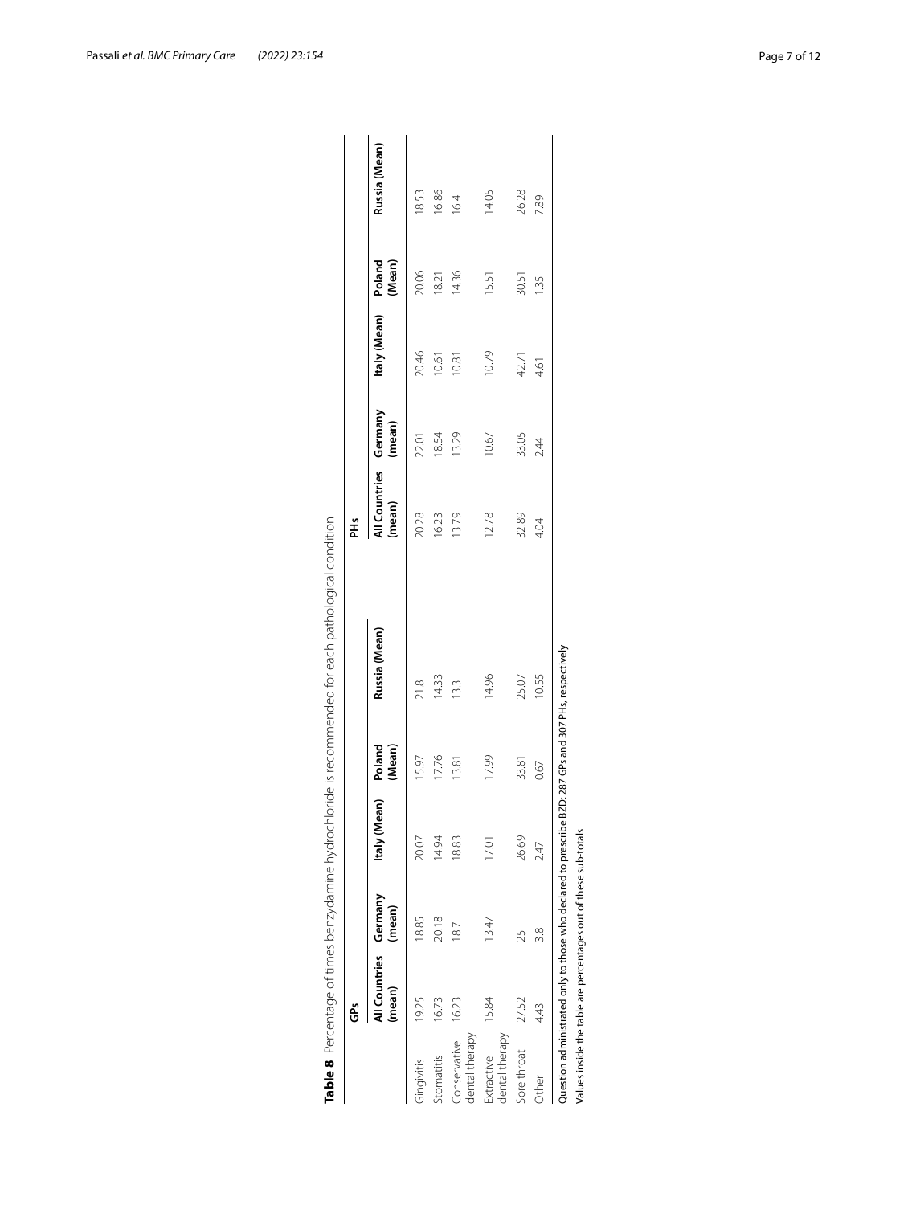**Table 8** Percentage of times benzydamine hydrochloride is recommended for each pathological condition

| | GPs | | | | | PHs | | | | |
|---|---|---|---|---|---|---|---|---|---|---|
| | All Countries (mean) | Germany (mean) | Italy (Mean) | Poland (Mean) | Russia (Mean) | All Countries (mean) | Germany (mean) | Italy (Mean) | Poland (Mean) | Russia (Mean) |
| Gingivitis | 19.25 | 18.85 | 20.07 | 15.97 | 21.8 | 20.28 | 22.01 | 20.46 | 20.06 | 18.53 |
| Stomatitis | 16.73 | 20.18 | 14.94 | 17.76 | 14.33 | 16.23 | 18.54 | 10.61 | 18.21 | 16.86 |
| Conservative dental therapy | 16.23 | 18.7 | 18.83 | 13.81 | 13.3 | 13.79 | 13.29 | 10.81 | 14.36 | 16.4 |
| Extractive dental therapy | 15.84 | 13.47 | 17.01 | 17.99 | 14.96 | 12.78 | 10.67 | 10.79 | 15.51 | 14.05 |
| Sore throat | 27.52 | 25 | 26.69 | 33.81 | 25.07 | 32.89 | 33.05 | 42.71 | 30.51 | 26.28 |
| Other | 4.43 | 3.8 | 2.47 | 0.67 | 10.55 | 4.04 | 2.44 | 4.61 | 1.35 | 7.89 |

Question administrated only to those who declared to prescribe BZD: 287 GPs and 307 PHs, respectively

Values inside the table are percentages out of these sub-totals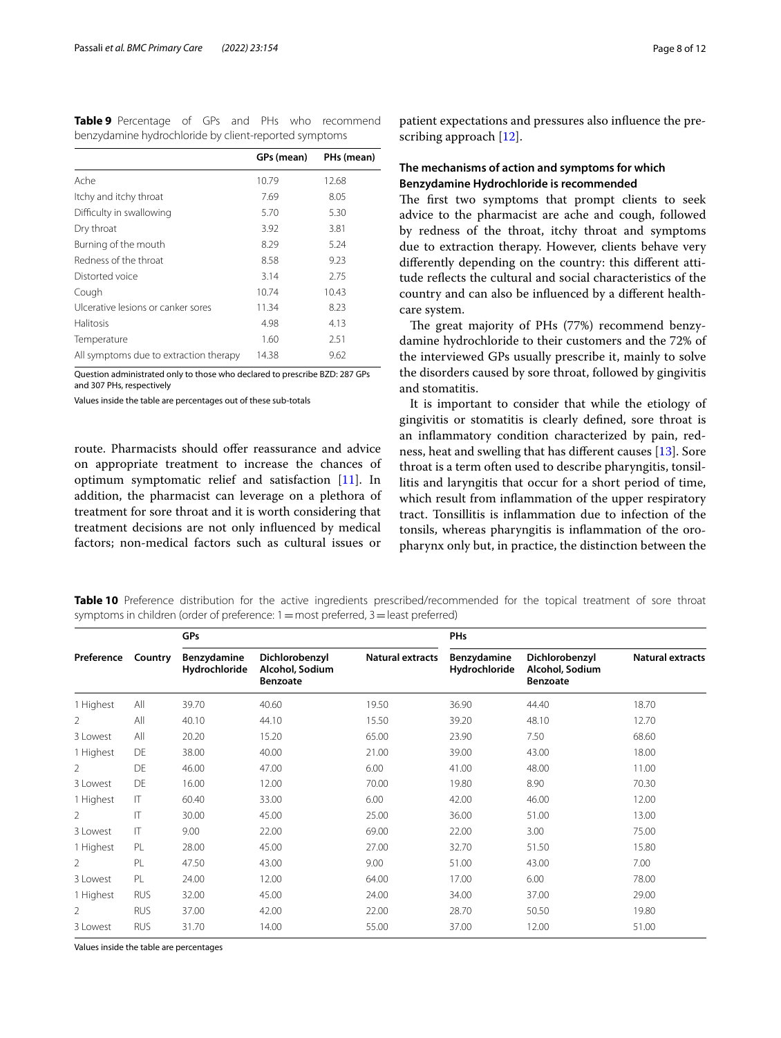**Table 9** Percentage of GPs and PHs who recommend benzydamine hydrochloride by client-reported symptoms

| | GPs (mean) | PHs (mean) |
|---|---|---|
| Ache | 10.79 | 12.68 |
| Itchy and itchy throat | 7.69 | 8.05 |
| Difficulty in swallowing | 5.70 | 5.30 |
| Dry throat | 3.92 | 3.81 |
| Burning of the mouth | 8.29 | 5.24 |
| Redness of the throat | 8.58 | 9.23 |
| Distorted voice | 3.14 | 2.75 |
| Cough | 10.74 | 10.43 |
| Ulcerative lesions or canker sores | 11.34 | 8.23 |
| Halitosis | 4.98 | 4.13 |
| Temperature | 1.60 | 2.51 |
| All symptoms due to extraction therapy | 14.38 | 9.62 |

Question administrated only to those who declared to prescribe BZD: 287 GPs and 307 PHs, respectively

Values inside the table are percentages out of these sub-totals

route. Pharmacists should offer reassurance and advice on appropriate treatment to increase the chances of optimum symptomatic relief and satisfaction [11]. In addition, the pharmacist can leverage on a plethora of treatment for sore throat and it is worth considering that treatment decisions are not only influenced by medical factors; non-medical factors such as cultural issues or patient expectations and pressures also influence the prescribing approach [12].

### The mechanisms of action and symptoms for which Benzydamine Hydrochloride is recommended

The first two symptoms that prompt clients to seek advice to the pharmacist are ache and cough, followed by redness of the throat, itchy throat and symptoms due to extraction therapy. However, clients behave very differently depending on the country: this different attitude reflects the cultural and social characteristics of the country and can also be influenced by a different healthcare system.

The great majority of PHs (77%) recommend benzydamine hydrochloride to their customers and the 72% of the interviewed GPs usually prescribe it, mainly to solve the disorders caused by sore throat, followed by gingivitis and stomatitis.

It is important to consider that while the etiology of gingivitis or stomatitis is clearly defined, sore throat is an inflammatory condition characterized by pain, redness, heat and swelling that has different causes [13]. Sore throat is a term often used to describe pharyngitis, tonsillitis and laryngitis that occur for a short period of time, which result from inflammation of the upper respiratory tract. Tonsillitis is inflammation due to infection of the tonsils, whereas pharyngitis is inflammation of the oropharynx only but, in practice, the distinction between the

**Table 10** Preference distribution for the active ingredients prescribed/recommended for the topical treatment of sore throat symptoms in children (order of preference: 1 = most preferred, 3 = least preferred)

| Preference | Country | GPs | | | PHs | | |
|---|---|---|---|---|---|---|---|
| | | Benzydamine Hydrochloride | Dichlorobenzyl Alcohol, Sodium Benzoate | Natural extracts | Benzydamine Hydrochloride | Dichlorobenzyl Alcohol, Sodium Benzoate | Natural extracts |
| 1 Highest | All | 39.70 | 40.60 | 19.50 | 36.90 | 44.40 | 18.70 |
| 2 | All | 40.10 | 44.10 | 15.50 | 39.20 | 48.10 | 12.70 |
| 3 Lowest | All | 20.20 | 15.20 | 65.00 | 23.90 | 7.50 | 68.60 |
| 1 Highest | DE | 38.00 | 40.00 | 21.00 | 39.00 | 43.00 | 18.00 |
| 2 | DE | 46.00 | 47.00 | 6.00 | 41.00 | 48.00 | 11.00 |
| 3 Lowest | DE | 16.00 | 12.00 | 70.00 | 19.80 | 8.90 | 70.30 |
| 1 Highest | IT | 60.40 | 33.00 | 6.00 | 42.00 | 46.00 | 12.00 |
| 2 | IT | 30.00 | 45.00 | 25.00 | 36.00 | 51.00 | 13.00 |
| 3 Lowest | IT | 9.00 | 22.00 | 69.00 | 22.00 | 3.00 | 75.00 |
| 1 Highest | PL | 28.00 | 45.00 | 27.00 | 32.70 | 51.50 | 15.80 |
| 2 | PL | 47.50 | 43.00 | 9.00 | 51.00 | 43.00 | 7.00 |
| 3 Lowest | PL | 24.00 | 12.00 | 64.00 | 17.00 | 6.00 | 78.00 |
| 1 Highest | RUS | 32.00 | 45.00 | 24.00 | 34.00 | 37.00 | 29.00 |
| 2 | RUS | 37.00 | 42.00 | 22.00 | 28.70 | 50.50 | 19.80 |
| 3 Lowest | RUS | 31.70 | 14.00 | 55.00 | 37.00 | 12.00 | 51.00 |

Values inside the table are percentages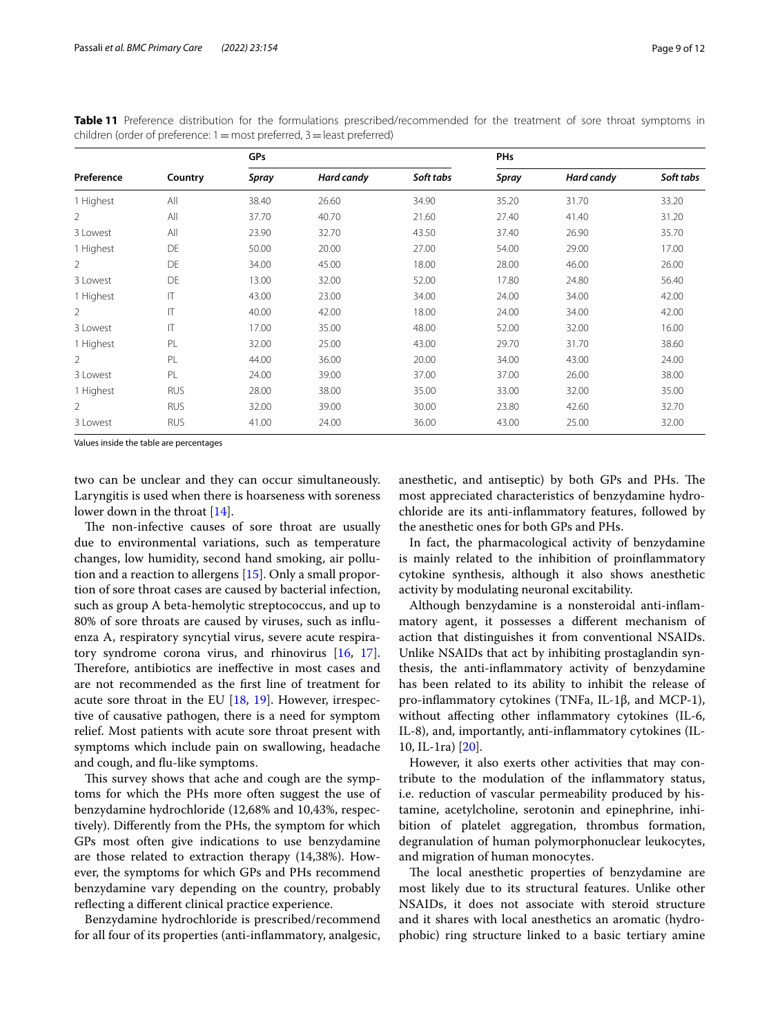**Table 11** Preference distribution for the formulations prescribed/recommended for the treatment of sore throat symptoms in children (order of preference: 1 = most preferred, 3 = least preferred)

| Preference | Country | GPs | | | PHs | | |
|---|---|---|---|---|---|---|---|
| | | *Spray* | *Hard candy* | *Soft tabs* | *Spray* | *Hard candy* | *Soft tabs* |
| 1 Highest | All | 38.40 | 26.60 | 34.90 | 35.20 | 31.70 | 33.20 |
| 2 | All | 37.70 | 40.70 | 21.60 | 27.40 | 41.40 | 31.20 |
| 3 Lowest | All | 23.90 | 32.70 | 43.50 | 37.40 | 26.90 | 35.70 |
| 1 Highest | DE | 50.00 | 20.00 | 27.00 | 54.00 | 29.00 | 17.00 |
| 2 | DE | 34.00 | 45.00 | 18.00 | 28.00 | 46.00 | 26.00 |
| 3 Lowest | DE | 13.00 | 32.00 | 52.00 | 17.80 | 24.80 | 56.40 |
| 1 Highest | IT | 43.00 | 23.00 | 34.00 | 24.00 | 34.00 | 42.00 |
| 2 | IT | 40.00 | 42.00 | 18.00 | 24.00 | 34.00 | 42.00 |
| 3 Lowest | IT | 17.00 | 35.00 | 48.00 | 52.00 | 32.00 | 16.00 |
| 1 Highest | PL | 32.00 | 25.00 | 43.00 | 29.70 | 31.70 | 38.60 |
| 2 | PL | 44.00 | 36.00 | 20.00 | 34.00 | 43.00 | 24.00 |
| 3 Lowest | PL | 24.00 | 39.00 | 37.00 | 37.00 | 26.00 | 38.00 |
| 1 Highest | RUS | 28.00 | 38.00 | 35.00 | 33.00 | 32.00 | 35.00 |
| 2 | RUS | 32.00 | 39.00 | 30.00 | 23.80 | 42.60 | 32.70 |
| 3 Lowest | RUS | 41.00 | 24.00 | 36.00 | 43.00 | 25.00 | 32.00 |

Values inside the table are percentages

two can be unclear and they can occur simultaneously. Laryngitis is used when there is hoarseness with soreness lower down in the throat [14].

The non-infective causes of sore throat are usually due to environmental variations, such as temperature changes, low humidity, second hand smoking, air pollution and a reaction to allergens [15]. Only a small proportion of sore throat cases are caused by bacterial infection, such as group A beta-hemolytic streptococcus, and up to 80% of sore throats are caused by viruses, such as influenza A, respiratory syncytial virus, severe acute respiratory syndrome corona virus, and rhinovirus [16, 17]. Therefore, antibiotics are ineffective in most cases and are not recommended as the first line of treatment for acute sore throat in the EU [18, 19]. However, irrespective of causative pathogen, there is a need for symptom relief. Most patients with acute sore throat present with symptoms which include pain on swallowing, headache and cough, and flu-like symptoms.

This survey shows that ache and cough are the symptoms for which the PHs more often suggest the use of benzydamine hydrochloride (12,68% and 10,43%, respectively). Differently from the PHs, the symptom for which GPs most often give indications to use benzydamine are those related to extraction therapy (14,38%). However, the symptoms for which GPs and PHs recommend benzydamine vary depending on the country, probably reflecting a different clinical practice experience.

Benzydamine hydrochloride is prescribed/recommend for all four of its properties (anti-inflammatory, analgesic, anesthetic, and antiseptic) by both GPs and PHs. The most appreciated characteristics of benzydamine hydrochloride are its anti-inflammatory features, followed by the anesthetic ones for both GPs and PHs.

In fact, the pharmacological activity of benzydamine is mainly related to the inhibition of proinflammatory cytokine synthesis, although it also shows anesthetic activity by modulating neuronal excitability.

Although benzydamine is a nonsteroidal anti-inflammatory agent, it possesses a different mechanism of action that distinguishes it from conventional NSAIDs. Unlike NSAIDs that act by inhibiting prostaglandin synthesis, the anti-inflammatory activity of benzydamine has been related to its ability to inhibit the release of pro-inflammatory cytokines (TNFa, IL-1β, and MCP-1), without affecting other inflammatory cytokines (IL-6, IL-8), and, importantly, anti-inflammatory cytokines (IL-10, IL-1ra) [20].

However, it also exerts other activities that may contribute to the modulation of the inflammatory status, i.e. reduction of vascular permeability produced by histamine, acetylcholine, serotonin and epinephrine, inhibition of platelet aggregation, thrombus formation, degranulation of human polymorphonuclear leukocytes, and migration of human monocytes.

The local anesthetic properties of benzydamine are most likely due to its structural features. Unlike other NSAIDs, it does not associate with steroid structure and it shares with local anesthetics an aromatic (hydrophobic) ring structure linked to a basic tertiary amine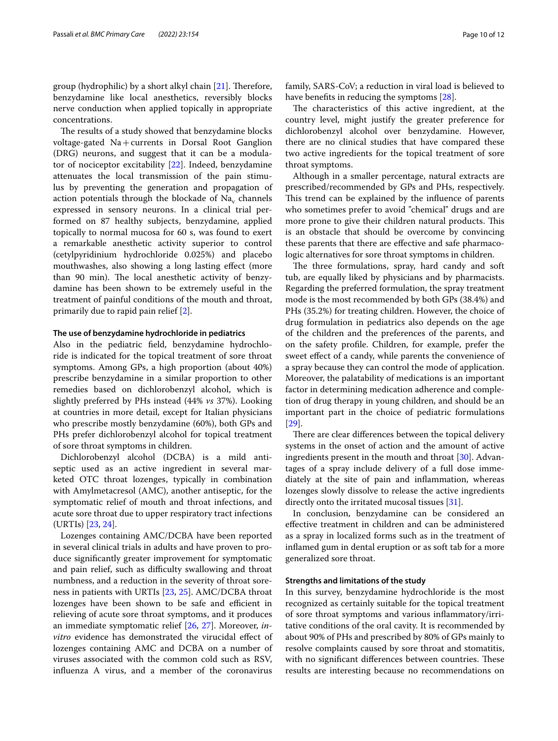group (hydrophilic) by a short alkyl chain [21]. Therefore, benzydamine like local anesthetics, reversibly blocks nerve conduction when applied topically in appropriate concentrations.

The results of a study showed that benzydamine blocks voltage-gated Na + currents in Dorsal Root Ganglion (DRG) neurons, and suggest that it can be a modulator of nociceptor excitability [22]. Indeed, benzydamine attenuates the local transmission of the pain stimulus by preventing the generation and propagation of action potentials through the blockade of $Na_v$ channels expressed in sensory neurons. In a clinical trial performed on 87 healthy subjects, benzydamine, applied topically to normal mucosa for 60 s, was found to exert a remarkable anesthetic activity superior to control (cetylpyridinium hydrochloride 0.025%) and placebo mouthwashes, also showing a long lasting effect (more than 90 min). The local anesthetic activity of benzydamine has been shown to be extremely useful in the treatment of painful conditions of the mouth and throat, primarily due to rapid pain relief [2].

### The use of benzydamine hydrochloride in pediatrics

Also in the pediatric field, benzydamine hydrochloride is indicated for the topical treatment of sore throat symptoms. Among GPs, a high proportion (about 40%) prescribe benzydamine in a similar proportion to other remedies based on dichlorobenzyl alcohol, which is slightly preferred by PHs instead (44% *vs* 37%). Looking at countries in more detail, except for Italian physicians who prescribe mostly benzydamine (60%), both GPs and PHs prefer dichlorobenzyl alcohol for topical treatment of sore throat symptoms in children.

Dichlorobenzyl alcohol (DCBA) is a mild antiseptic used as an active ingredient in several marketed OTC throat lozenges, typically in combination with Amylmetacresol (AMC), another antiseptic, for the symptomatic relief of mouth and throat infections, and acute sore throat due to upper respiratory tract infections (URTIs) [23, 24].

Lozenges containing AMC/DCBA have been reported in several clinical trials in adults and have proven to produce significantly greater improvement for symptomatic and pain relief, such as difficulty swallowing and throat numbness, and a reduction in the severity of throat soreness in patients with URTIs [23, 25]. AMC/DCBA throat lozenges have been shown to be safe and efficient in relieving of acute sore throat symptoms, and it produces an immediate symptomatic relief [26, 27]. Moreover, *in-vitro* evidence has demonstrated the virucidal effect of lozenges containing AMC and DCBA on a number of viruses associated with the common cold such as RSV, influenza A virus, and a member of the coronavirus family, SARS-CoV; a reduction in viral load is believed to have benefits in reducing the symptoms [28].

The characteristics of this active ingredient, at the country level, might justify the greater preference for dichlorobenzyl alcohol over benzydamine. However, there are no clinical studies that have compared these two active ingredients for the topical treatment of sore throat symptoms.

Although in a smaller percentage, natural extracts are prescribed/recommended by GPs and PHs, respectively. This trend can be explained by the influence of parents who sometimes prefer to avoid "chemical" drugs and are more prone to give their children natural products. This is an obstacle that should be overcome by convincing these parents that there are effective and safe pharmacologic alternatives for sore throat symptoms in children.

The three formulations, spray, hard candy and soft tub, are equally liked by physicians and by pharmacists. Regarding the preferred formulation, the spray treatment mode is the most recommended by both GPs (38.4%) and PHs (35.2%) for treating children. However, the choice of drug formulation in pediatrics also depends on the age of the children and the preferences of the parents, and on the safety profile. Children, for example, prefer the sweet effect of a candy, while parents the convenience of a spray because they can control the mode of application. Moreover, the palatability of medications is an important factor in determining medication adherence and completion of drug therapy in young children, and should be an important part in the choice of pediatric formulations [29].

There are clear differences between the topical delivery systems in the onset of action and the amount of active ingredients present in the mouth and throat [30]. Advantages of a spray include delivery of a full dose immediately at the site of pain and inflammation, whereas lozenges slowly dissolve to release the active ingredients directly onto the irritated mucosal tissues [31].

In conclusion, benzydamine can be considered an effective treatment in children and can be administered as a spray in localized forms such as in the treatment of inflamed gum in dental eruption or as soft tab for a more generalized sore throat.

### Strengths and limitations of the study

In this survey, benzydamine hydrochloride is the most recognized as certainly suitable for the topical treatment of sore throat symptoms and various inflammatory/irritative conditions of the oral cavity. It is recommended by about 90% of PHs and prescribed by 80% of GPs mainly to resolve complaints caused by sore throat and stomatitis, with no significant differences between countries. These results are interesting because no recommendations on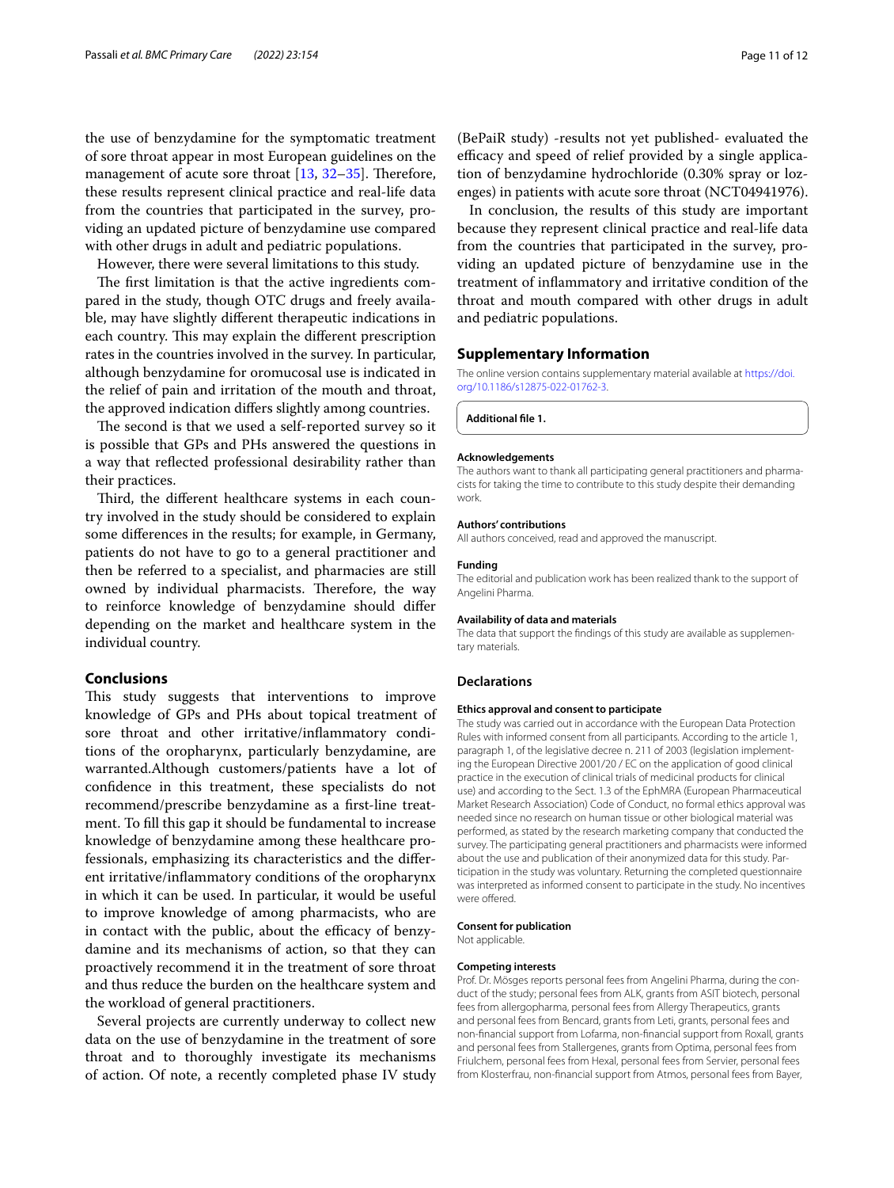the use of benzydamine for the symptomatic treatment of sore throat appear in most European guidelines on the management of acute sore throat [13, 32–35]. Therefore, these results represent clinical practice and real-life data from the countries that participated in the survey, providing an updated picture of benzydamine use compared with other drugs in adult and pediatric populations.

However, there were several limitations to this study.

The first limitation is that the active ingredients compared in the study, though OTC drugs and freely available, may have slightly different therapeutic indications in each country. This may explain the different prescription rates in the countries involved in the survey. In particular, although benzydamine for oromucosal use is indicated in the relief of pain and irritation of the mouth and throat, the approved indication differs slightly among countries.

The second is that we used a self-reported survey so it is possible that GPs and PHs answered the questions in a way that reflected professional desirability rather than their practices.

Third, the different healthcare systems in each country involved in the study should be considered to explain some differences in the results; for example, in Germany, patients do not have to go to a general practitioner and then be referred to a specialist, and pharmacies are still owned by individual pharmacists. Therefore, the way to reinforce knowledge of benzydamine should differ depending on the market and healthcare system in the individual country.

## Conclusions

This study suggests that interventions to improve knowledge of GPs and PHs about topical treatment of sore throat and other irritative/inflammatory conditions of the oropharynx, particularly benzydamine, are warranted.Although customers/patients have a lot of confidence in this treatment, these specialists do not recommend/prescribe benzydamine as a first-line treatment. To fill this gap it should be fundamental to increase knowledge of benzydamine among these healthcare professionals, emphasizing its characteristics and the different irritative/inflammatory conditions of the oropharynx in which it can be used. In particular, it would be useful to improve knowledge of among pharmacists, who are in contact with the public, about the efficacy of benzydamine and its mechanisms of action, so that they can proactively recommend it in the treatment of sore throat and thus reduce the burden on the healthcare system and the workload of general practitioners.

Several projects are currently underway to collect new data on the use of benzydamine in the treatment of sore throat and to thoroughly investigate its mechanisms of action. Of note, a recently completed phase IV study (BePaiR study) -results not yet published- evaluated the efficacy and speed of relief provided by a single application of benzydamine hydrochloride (0.30% spray or lozenges) in patients with acute sore throat (NCT04941976).

In conclusion, the results of this study are important because they represent clinical practice and real-life data from the countries that participated in the survey, providing an updated picture of benzydamine use in the treatment of inflammatory and irritative condition of the throat and mouth compared with other drugs in adult and pediatric populations.

## Supplementary Information

The online version contains supplementary material available at https://doi.org/10.1186/s12875-022-01762-3.

**Additional file 1.**

### Acknowledgements

The authors want to thank all participating general practitioners and pharmacists for taking the time to contribute to this study despite their demanding work.

### Authors' contributions

All authors conceived, read and approved the manuscript.

### Funding

The editorial and publication work has been realized thank to the support of Angelini Pharma.

### Availability of data and materials

The data that support the findings of this study are available as supplementary materials.

## Declarations

### Ethics approval and consent to participate

The study was carried out in accordance with the European Data Protection Rules with informed consent from all participants. According to the article 1, paragraph 1, of the legislative decree n. 211 of 2003 (legislation implementing the European Directive 2001/20 / EC on the application of good clinical practice in the execution of clinical trials of medicinal products for clinical use) and according to the Sect. 1.3 of the EphMRA (European Pharmaceutical Market Research Association) Code of Conduct, no formal ethics approval was needed since no research on human tissue or other biological material was performed, as stated by the research marketing company that conducted the survey. The participating general practitioners and pharmacists were informed about the use and publication of their anonymized data for this study. Participation in the study was voluntary. Returning the completed questionnaire was interpreted as informed consent to participate in the study. No incentives were offered.

### Consent for publication

Not applicable.

### Competing interests

Prof. Dr. Mösges reports personal fees from Angelini Pharma, during the conduct of the study; personal fees from ALK, grants from ASIT biotech, personal fees from allergopharma, personal fees from Allergy Therapeutics, grants and personal fees from Bencard, grants from Leti, grants, personal fees and non-financial support from Lofarma, non-financial support from Roxall, grants and personal fees from Stallergenes, grants from Optima, personal fees from Friulchem, personal fees from Hexal, personal fees from Servier, personal fees from Klosterfrau, non-financial support from Atmos, personal fees from Bayer,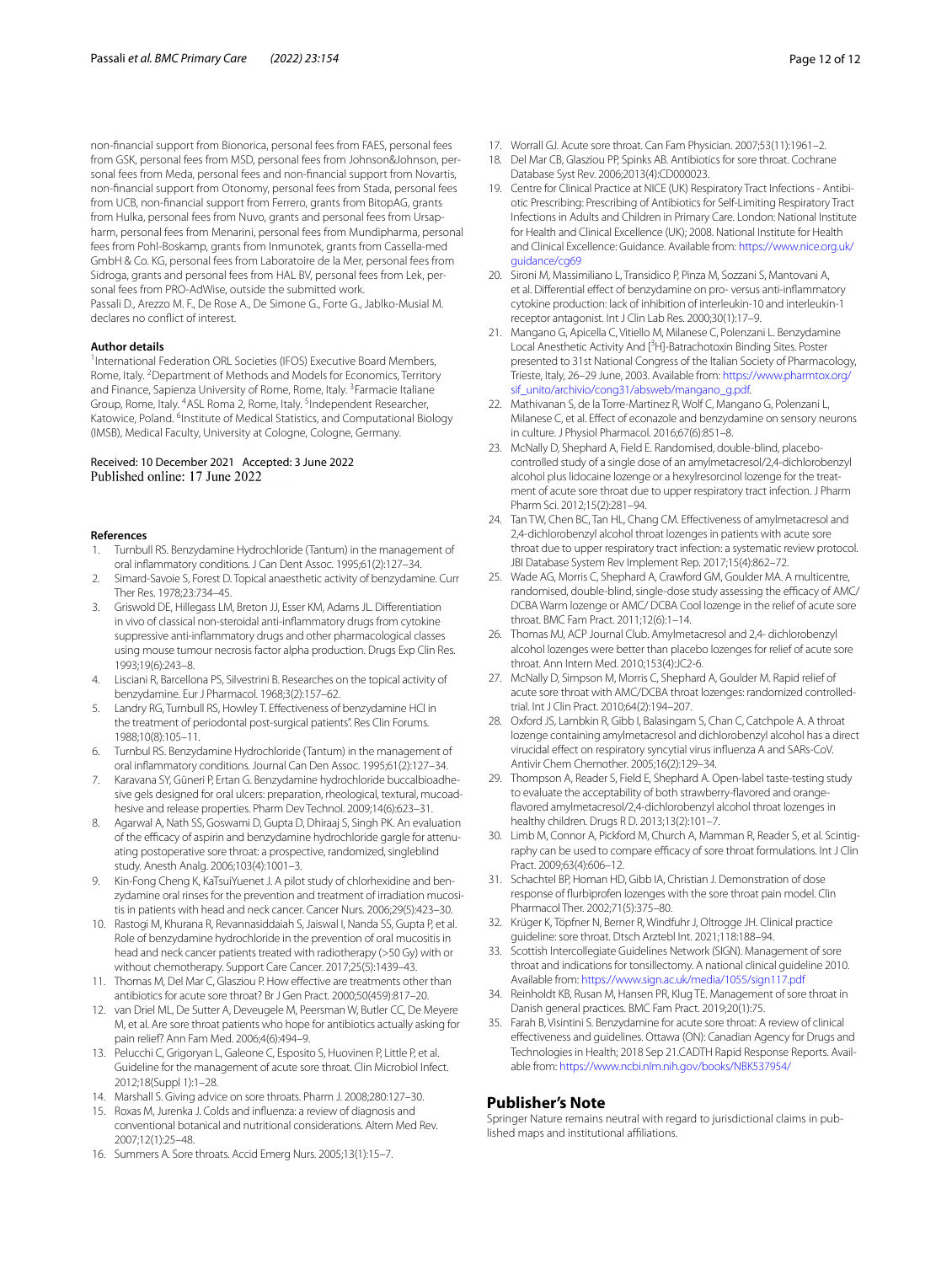non-financial support from Bionorica, personal fees from FAES, personal fees from GSK, personal fees from MSD, personal fees from Johnson&Johnson, personal fees from Meda, personal fees and non-financial support from Novartis, non-financial support from Otonomy, personal fees from Stada, personal fees from UCB, non-financial support from Ferrero, grants from BitopAG, grants from Hulka, personal fees from Nuvo, grants and personal fees from Ursapharm, personal fees from Menarini, personal fees from Mundipharma, personal fees from Pohl-Boskamp, grants from Inmunotek, grants from Cassella-med GmbH & Co. KG, personal fees from Laboratoire de la Mer, personal fees from Sidroga, grants and personal fees from HAL BV, personal fees from Lek, personal fees from PRO-AdWise, outside the submitted work.
Passali D., Arezzo M. F., De Rose A., De Simone G., Forte G., Jablko-Musial M. declares no conflict of interest.

### Author details

[1]International Federation ORL Societies (IFOS) Executive Board Members, Rome, Italy. [2]Department of Methods and Models for Economics, Territory and Finance, Sapienza University of Rome, Rome, Italy. [3]Farmacie Italiane Group, Rome, Italy. [4]ASL Roma 2, Rome, Italy. [5]Independent Researcher, Katowice, Poland. [6]Institute of Medical Statistics, and Computational Biology (IMSB), Medical Faculty, University at Cologne, Cologne, Germany.

Received: 10 December 2021 Accepted: 3 June 2022
Published online: 17 June 2022

### References

1. Turnbull RS. Benzydamine Hydrochloride (Tantum) in the management of oral inflammatory conditions. J Can Dent Assoc. 1995;61(2):127–34.
2. Simard-Savoie S, Forest D. Topical anaesthetic activity of benzydamine. Curr Ther Res. 1978;23:734–45.
3. Griswold DE, Hillegass LM, Breton JJ, Esser KM, Adams JL. Differentiation in vivo of classical non-steroidal anti-inflammatory drugs from cytokine suppressive anti-inflammatory drugs and other pharmacological classes using mouse tumour necrosis factor alpha production. Drugs Exp Clin Res. 1993;19(6):243–8.
4. Lisciani R, Barcellona PS, Silvestrini B. Researches on the topical activity of benzydamine. Eur J Pharmacol. 1968;3(2):157–62.
5. Landry RG, Turnbull RS, Howley T. Effectiveness of benzydamine HCl in the treatment of periodontal post-surgical patients". Res Clin Forums. 1988;10(8):105–11.
6. Turnbul RS. Benzydamine Hydrochloride (Tantum) in the management of oral inflammatory conditions. Journal Can Den Assoc. 1995;61(2):127–34.
7. Karavana SY, Güneri P, Ertan G. Benzydamine hydrochloride buccalbioadhesive gels designed for oral ulcers: preparation, rheological, textural, mucoadhesive and release properties. Pharm Dev Technol. 2009;14(6):623–31.
8. Agarwal A, Nath SS, Goswami D, Gupta D, Dhiraaj S, Singh PK. An evaluation of the efficacy of aspirin and benzydamine hydrochloride gargle for attenuating postoperative sore throat: a prospective, randomized, singleblind study. Anesth Analg. 2006;103(4):1001–3.
9. Kin-Fong Cheng K, KaTsuiYuenet J. A pilot study of chlorhexidine and benzydamine oral rinses for the prevention and treatment of irradiation mucositis in patients with head and neck cancer. Cancer Nurs. 2006;29(5):423–30.
10. Rastogi M, Khurana R, Revannasiddaiah S, Jaiswal I, Nanda SS, Gupta P, et al. Role of benzydamine hydrochloride in the prevention of oral mucositis in head and neck cancer patients treated with radiotherapy (>50 Gy) with or without chemotherapy. Support Care Cancer. 2017;25(5):1439–43.
11. Thomas M, Del Mar C, Glasziou P. How effective are treatments other than antibiotics for acute sore throat? Br J Gen Pract. 2000;50(459):817–20.
12. van Driel ML, De Sutter A, Deveugele M, Peersman W, Butler CC, De Meyere M, et al. Are sore throat patients who hope for antibiotics actually asking for pain relief? Ann Fam Med. 2006;4(6):494–9.
13. Pelucchi C, Grigoryan L, Galeone C, Esposito S, Huovinen P, Little P, et al. Guideline for the management of acute sore throat. Clin Microbiol Infect. 2012;18(Suppl 1):1–28.
14. Marshall S. Giving advice on sore throats. Pharm J. 2008;280:127–30.
15. Roxas M, Jurenka J. Colds and influenza: a review of diagnosis and conventional botanical and nutritional considerations. Altern Med Rev. 2007;12(1):25–48.
16. Summers A. Sore throats. Accid Emerg Nurs. 2005;13(1):15–7.
17. Worrall GJ. Acute sore throat. Can Fam Physician. 2007;53(11):1961–2.
18. Del Mar CB, Glasziou PP, Spinks AB. Antibiotics for sore throat. Cochrane Database Syst Rev. 2006;2013(4):CD000023.
19. Centre for Clinical Practice at NICE (UK) Respiratory Tract Infections - Antibiotic Prescribing: Prescribing of Antibiotics for Self-Limiting Respiratory Tract Infections in Adults and Children in Primary Care. London: National Institute for Health and Clinical Excellence (UK); 2008. National Institute for Health and Clinical Excellence: Guidance. Available from: https://www.nice.org.uk/guidance/cg69
20. Sironi M, Massimiliano L, Transidico P, Pinza M, Sozzani S, Mantovani A, et al. Differential effect of benzydamine on pro- versus anti-inflammatory cytokine production: lack of inhibition of interleukin-10 and interleukin-1 receptor antagonist. Int J Clin Lab Res. 2000;30(1):17–9.
21. Mangano G, Apicella C, Vitiello M, Milanese C, Polenzani L. Benzydamine Local Anesthetic Activity And [$^3$H]-Batrachotoxin Binding Sites. Poster presented to 31st National Congress of the Italian Society of Pharmacology, Trieste, Italy, 26–29 June, 2003. Available from: https://www.pharmtox.org/sif_unito/archivio/cong31/absweb/mangano_g.pdf.
22. Mathivanan S, de la Torre-Martinez R, Wolf C, Mangano G, Polenzani L, Milanese C, et al. Effect of econazole and benzydamine on sensory neurons in culture. J Physiol Pharmacol. 2016;67(6):851–8.
23. McNally D, Shephard A, Field E. Randomised, double-blind, placebo-controlled study of a single dose of an amylmetacresol/2,4-dichlorobenzyl alcohol plus lidocaine lozenge or a hexylresorcinol lozenge for the treatment of acute sore throat due to upper respiratory tract infection. J Pharm Pharm Sci. 2012;15(2):281–94.
24. Tan TW, Chen BC, Tan HL, Chang CM. Effectiveness of amylmetacresol and 2,4-dichlorobenzyl alcohol throat lozenges in patients with acute sore throat due to upper respiratory tract infection: a systematic review protocol. JBI Database System Rev Implement Rep. 2017;15(4):862–72.
25. Wade AG, Morris C, Shephard A, Crawford GM, Goulder MA. A multicentre, randomised, double-blind, single-dose study assessing the efficacy of AMC/DCBA Warm lozenge or AMC/ DCBA Cool lozenge in the relief of acute sore throat. BMC Fam Pract. 2011;12(6):1–14.
26. Thomas MJ, ACP Journal Club. Amylmetacresol and 2,4- dichlorobenzyl alcohol lozenges were better than placebo lozenges for relief of acute sore throat. Ann Intern Med. 2010;153(4):JC2-6.
27. McNally D, Simpson M, Morris C, Shephard A, Goulder M. Rapid relief of acute sore throat with AMC/DCBA throat lozenges: randomized controlled-trial. Int J Clin Pract. 2010;64(2):194–207.
28. Oxford JS, Lambkin R, Gibb I, Balasingam S, Chan C, Catchpole A. A throat lozenge containing amylmetacresol and dichlorobenzyl alcohol has a direct virucidal effect on respiratory syncytial virus influenza A and SARs-CoV. Antivir Chem Chemother. 2005;16(2):129–34.
29. Thompson A, Reader S, Field E, Shephard A. Open-label taste-testing study to evaluate the acceptability of both strawberry-flavored and orange-flavored amylmetacresol/2,4-dichlorobenzyl alcohol throat lozenges in healthy children. Drugs R D. 2013;13(2):101–7.
30. Limb M, Connor A, Pickford M, Church A, Mamman R, Reader S, et al. Scintigraphy can be used to compare efficacy of sore throat formulations. Int J Clin Pract. 2009;63(4):606–12.
31. Schachtel BP, Homan HD, Gibb IA, Christian J. Demonstration of dose response of flurbiprofen lozenges with the sore throat pain model. Clin Pharmacol Ther. 2002;71(5):375–80.
32. Krüger K, Töpfner N, Berner R, Windfuhr J, Oltrogge JH. Clinical practice guideline: sore throat. Dtsch Arztebl Int. 2021;118:188–94.
33. Scottish Intercollegiate Guidelines Network (SIGN). Management of sore throat and indications for tonsillectomy. A national clinical guideline 2010. Available from: https://www.sign.ac.uk/media/1055/sign117.pdf
34. Reinholdt KB, Rusan M, Hansen PR, Klug TE. Management of sore throat in Danish general practices. BMC Fam Pract. 2019;20(1):75.
35. Farah B, Visintini S. Benzydamine for acute sore throat: A review of clinical effectiveness and guidelines. Ottawa (ON): Canadian Agency for Drugs and Technologies in Health; 2018 Sep 21.CADTH Rapid Response Reports. Available from: https://www.ncbi.nlm.nih.gov/books/NBK537954/

## Publisher's Note

Springer Nature remains neutral with regard to jurisdictional claims in published maps and institutional affiliations.